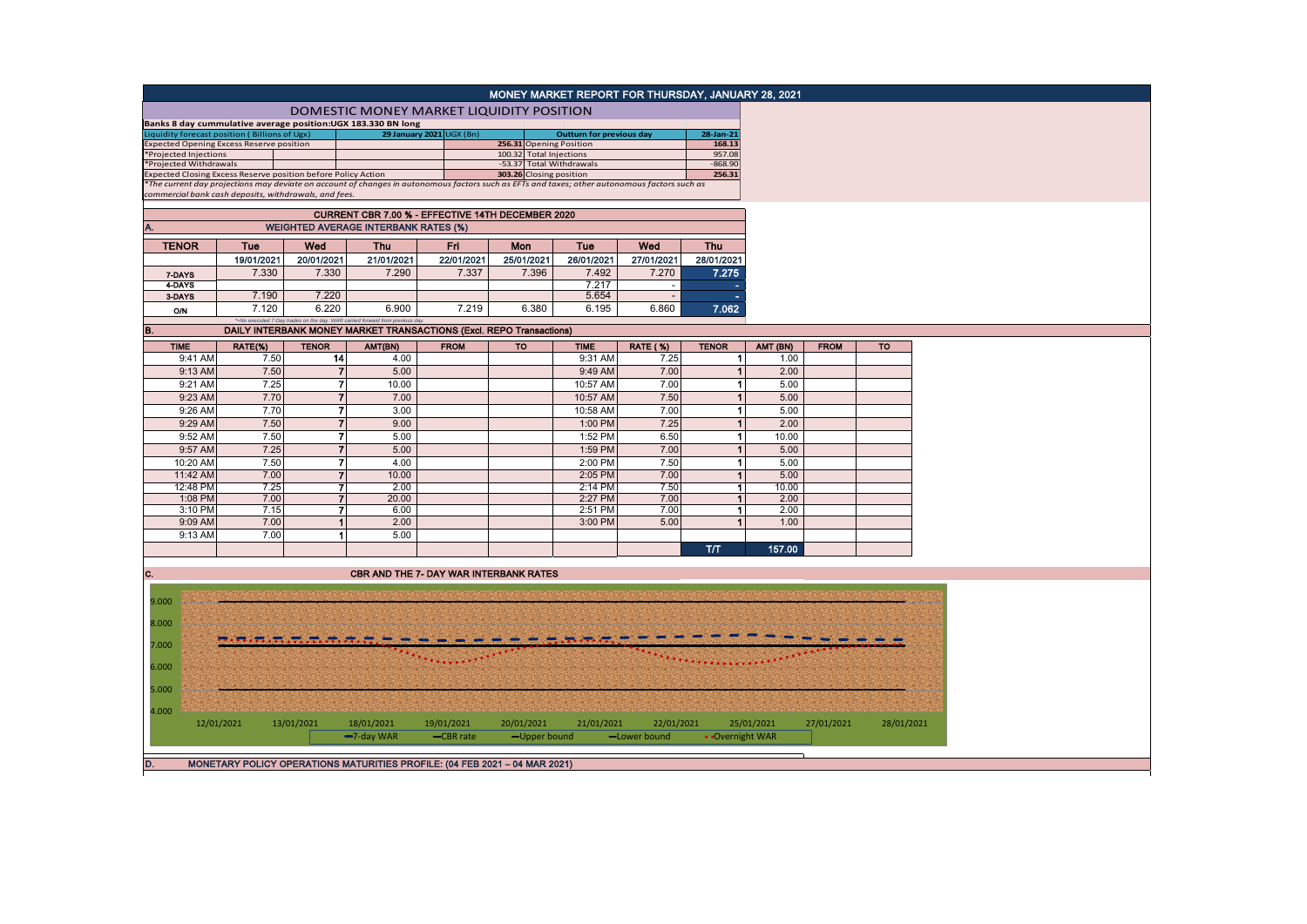# MONEY MARKET REPORT FOR THURSDAY, JANUARY 28, 2021

## DOMESTIC MONEY MARKET LIQUIDITY POSITION

Banks 8 day cummulative average position:UGX 183.330 BN long

| Liquidity forecast position ( Billions of Ugx) | 29 January 2021 UGX (Bn) | Outturn for previous day | 28-Jan-21 |
|---|---|---|---|
| Expected Opening Excess Reserve position | 256.31 | Opening Position | 168.13 |
| *Projected Injections | 100.32 | Total Injections | 957.08 |
| *Projected Withdrawals | -53.37 | Total Withdrawals | -868.90 |
| Expected Closing Excess Reserve position before Policy Action | 303.26 | Closing position | 256.31 |

*The current day projections may deviate on account of changes in autonomous factors such as EFTs and taxes; other autonomous factors such as commercial bank cash deposits, withdrawals, and fees.

## CURRENT CBR 7.00 % - EFFECTIVE 14TH DECEMBER 2020

### A. WEIGHTED AVERAGE INTERBANK RATES (%)

| TENOR | Tue | Wed | Thu | Fri | Mon | Tue | Wed | Thu |
|---|---|---|---|---|---|---|---|---|
| | 19/01/2021 | 20/01/2021 | 21/01/2021 | 22/01/2021 | 25/01/2021 | 26/01/2021 | 27/01/2021 | 28/01/2021 |
| 7-DAYS | 7.330 | 7.330 | 7.290 | 7.337 | 7.396 | 7.492 | 7.270 | 7.275 |
| 4-DAYS | | | | | | 7.217 | - | - |
| 3-DAYS | 7.190 | 7.220 | | | | 5.654 | - | - |
| O/N | 7.120 | 6.220 | 6.900 | 7.219 | 6.380 | 6.195 | 6.860 | 7.062 |

*=No executed 7-Day trades on the day. WAR carried forward from previous day.

### B. DAILY INTERBANK MONEY MARKET TRANSACTIONS (Excl. REPO Transactions)

| TIME | RATE(%) | TENOR | AMT(BN) | FROM | TO | TIME | RATE ( %) | TENOR | AMT (BN) | FROM | TO |
|---|---|---|---|---|---|---|---|---|---|---|---|
| 9:41 AM | 7.50 | 14 | 4.00 | | | 9:31 AM | 7.25 | 1 | 1.00 | | |
| 9:13 AM | 7.50 | 7 | 5.00 | | | 9:49 AM | 7.00 | 1 | 2.00 | | |
| 9:21 AM | 7.25 | 7 | 10.00 | | | 10:57 AM | 7.00 | 1 | 5.00 | | |
| 9:23 AM | 7.70 | 7 | 7.00 | | | 10:57 AM | 7.50 | 1 | 5.00 | | |
| 9:26 AM | 7.70 | 7 | 3.00 | | | 10:58 AM | 7.00 | 1 | 5.00 | | |
| 9:29 AM | 7.50 | 7 | 9.00 | | | 1:00 PM | 7.25 | 1 | 2.00 | | |
| 9:52 AM | 7.50 | 7 | 5.00 | | | 1:52 PM | 6.50 | 1 | 10.00 | | |
| 9:57 AM | 7.25 | 7 | 5.00 | | | 1:59 PM | 7.00 | 1 | 5.00 | | |
| 10:20 AM | 7.50 | 7 | 4.00 | | | 2:00 PM | 7.50 | 1 | 5.00 | | |
| 11:42 AM | 7.00 | 7 | 10.00 | | | 2:05 PM | 7.00 | 1 | 5.00 | | |
| 12:48 PM | 7.25 | 7 | 2.00 | | | 2:14 PM | 7.50 | 1 | 10.00 | | |
| 1:08 PM | 7.00 | 7 | 20.00 | | | 2:27 PM | 7.00 | 1 | 2.00 | | |
| 3:10 PM | 7.15 | 7 | 6.00 | | | 2:51 PM | 7.00 | 1 | 2.00 | | |
| 9:09 AM | 7.00 | 1 | 2.00 | | | 3:00 PM | 5.00 | 1 | 1.00 | | |
| 9:13 AM | 7.00 | 1 | 5.00 | | | | | | | | |
| | | | | | | | | T/T | 157.00 | | |

### C. CBR AND THE 7- DAY WAR INTERBANK RATES

| | 12/01/2021 | 13/01/2021 | 18/01/2021 | 19/01/2021 | 20/01/2021 | 21/01/2021 | 22/01/2021 | 25/01/2021 | 27/01/2021 | 28/01/2021 |
|---|---|---|---|---|---|---|---|---|---|---|

Legend: 7-day WAR, CBR rate, Upper bound, Lower bound, Overnight WAR

### D. MONETARY POLICY OPERATIONS MATURITIES PROFILE: (04 FEB 2021 – 04 MAR 2021)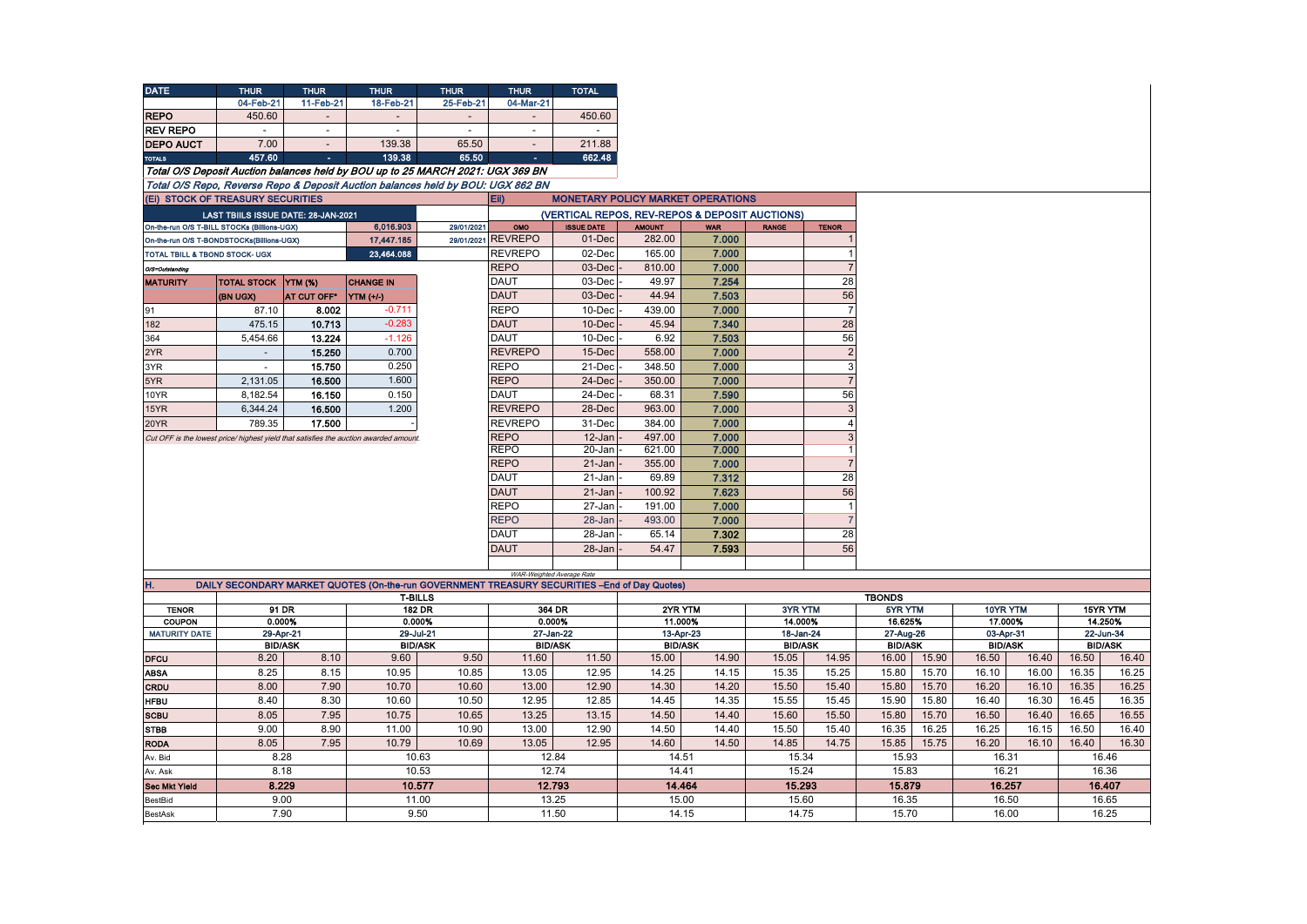| DATE | THUR | THUR | THUR | THUR | THUR | TOTAL |
|---|---|---|---|---|---|---|
| | 04-Feb-21 | 11-Feb-21 | 18-Feb-21 | 25-Feb-21 | 04-Mar-21 | |
| REPO | 450.60 | - | - | - | - | 450.60 |
| REV REPO | - | - | - | - | - | - |
| DEPO AUCT | 7.00 | - | 139.38 | 65.50 | - | 211.88 |
| TOTALS | 457.60 | - | 139.38 | 65.50 | - | 662.48 |

*Total O/S Deposit Auction balances held by BOU up to 25 MARCH 2021: UGX 369 BN*

*Total O/S Repo, Reverse Repo & Deposit Auction balances held by BOU: UGX 862 BN*

## (Ei) STOCK OF TREASURY SECURITIES

| LAST TBIILS ISSUE DATE: 28-JAN-2021 | | | |
|---|---|---|---|
| On-the-run O/S T-BILL STOCKs (Billions-UGX) | | 6,016.903 | 29/01/2021 |
| On-the-run O/S T-BONDSTOCKs(Billions-UGX) | | 17,447.185 | 29/01/2021 |
| TOTAL TBILL & TBOND STOCK- UGX | | 23,464.088 | |

O/S=Outstanding

| MATURITY | TOTAL STOCK (BN UGX) | YTM (%) AT CUT OFF* | CHANGE IN YTM (+/-) |
|---|---|---|---|
| 91 | 87.10 | 8.002 | -0.711 |
| 182 | 475.15 | 10.713 | -0.283 |
| 364 | 5,454.66 | 13.224 | -1.126 |
| 2YR | - | 15.250 | 0.700 |
| 3YR | - | 15.750 | 0.250 |
| 5YR | 2,131.05 | 16.500 | 1.600 |
| 10YR | 8,182.54 | 16.150 | 0.150 |
| 15YR | 6,344.24 | 16.500 | 1.200 |
| 20YR | 789.35 | 17.500 | - |

*Cut OFF is the lowest price/ highest yield that satisfies the auction awarded amount.*

## Eii) MONETARY POLICY MARKET OPERATIONS

### (VERTICAL REPOS, REV-REPOS & DEPOSIT AUCTIONS)

| OMO | ISSUE DATE | AMOUNT | WAR | RANGE | TENOR |
|---|---|---|---|---|---|
| REVREPO | 01-Dec | 282.00 | 7.000 | | 1 |
| REVREPO | 02-Dec | 165.00 | 7.000 | | 1 |
| REPO | 03-Dec | 810.00 | 7.000 | | 7 |
| DAUT | 03-Dec | 49.97 | 7.254 | | 28 |
| DAUT | 03-Dec | 44.94 | 7.503 | | 56 |
| REPO | 10-Dec | 439.00 | 7.000 | | 7 |
| DAUT | 10-Dec | 45.94 | 7.340 | | 28 |
| DAUT | 10-Dec | 6.92 | 7.503 | | 56 |
| REVREPO | 15-Dec | 558.00 | 7.000 | | 2 |
| REPO | 21-Dec | 348.50 | 7.000 | | 3 |
| REPO | 24-Dec | 350.00 | 7.000 | | 7 |
| DAUT | 24-Dec | 68.31 | 7.590 | | 56 |
| REVREPO | 28-Dec | 963.00 | 7.000 | | 3 |
| REVREPO | 31-Dec | 384.00 | 7.000 | | 4 |
| REPO | 12-Jan | 497.00 | 7.000 | | 3 |
| REPO | 20-Jan | 621.00 | 7.000 | | 1 |
| REPO | 21-Jan | 355.00 | 7.000 | | 7 |
| DAUT | 21-Jan | 69.89 | 7.312 | | 28 |
| DAUT | 21-Jan | 100.92 | 7.623 | | 56 |
| REPO | 27-Jan | 191.00 | 7.000 | | 1 |
| REPO | 28-Jan | 493.00 | 7.000 | | 7 |
| DAUT | 28-Jan | 65.14 | 7.302 | | 28 |
| DAUT | 28-Jan | 54.47 | 7.593 | | 56 |

*WAR-Weighted Average Rate*

## H. DAILY SECONDARY MARKET QUOTES (On-the-run GOVERNMENT TREASURY SECURITIES –End of Day Quotes)

| | T-BILLS | | | | | | TBONDS | | | | | | | | | | | |
|---|---|---|---|---|---|---|---|---|---|---|---|---|---|---|---|---|---|---|
| TENOR | 91 DR | | 182 DR | | 364 DR | | 2YR YTM | | 3YR YTM | | 5YR YTM | | 10YR YTM | | 15YR YTM | |
| COUPON | 0.000% | | 0.000% | | 0.000% | | 11.000% | | 14.000% | | 16.625% | | 17.000% | | 14.250% | |
| MATURITY DATE | 29-Apr-21 | | 29-Jul-21 | | 27-Jan-22 | | 13-Apr-23 | | 18-Jan-24 | | 27-Aug-26 | | 03-Apr-31 | | 22-Jun-34 | |
| | BID/ASK | | BID/ASK | | BID/ASK | | BID/ASK | | BID/ASK | | BID/ASK | | BID/ASK | | BID/ASK | |
| DFCU | 8.20 | 8.10 | 9.60 | 9.50 | 11.60 | 11.50 | 15.00 | 14.90 | 15.05 | 14.95 | 16.00 | 15.90 | 16.50 | 16.40 | 16.50 | 16.40 |
| ABSA | 8.25 | 8.15 | 10.95 | 10.85 | 13.05 | 12.95 | 14.25 | 14.15 | 15.35 | 15.25 | 15.80 | 15.70 | 16.10 | 16.00 | 16.35 | 16.25 |
| CRDU | 8.00 | 7.90 | 10.70 | 10.60 | 13.00 | 12.90 | 14.30 | 14.20 | 15.50 | 15.40 | 15.80 | 15.70 | 16.20 | 16.10 | 16.35 | 16.25 |
| HFBU | 8.40 | 8.30 | 10.60 | 10.50 | 12.95 | 12.85 | 14.45 | 14.35 | 15.55 | 15.45 | 15.90 | 15.80 | 16.40 | 16.30 | 16.45 | 16.35 |
| SCBU | 8.05 | 7.95 | 10.75 | 10.65 | 13.25 | 13.15 | 14.50 | 14.40 | 15.60 | 15.50 | 15.80 | 15.70 | 16.50 | 16.40 | 16.65 | 16.55 |
| STBB | 9.00 | 8.90 | 11.00 | 10.90 | 13.00 | 12.90 | 14.50 | 14.40 | 15.50 | 15.40 | 16.35 | 16.25 | 16.25 | 16.15 | 16.50 | 16.40 |
| RODA | 8.05 | 7.95 | 10.79 | 10.69 | 13.05 | 12.95 | 14.60 | 14.50 | 14.85 | 14.75 | 15.85 | 15.75 | 16.20 | 16.10 | 16.40 | 16.30 |
| Av. Bid | 8.28 | | 10.63 | | 12.84 | | 14.51 | | 15.34 | | 15.93 | | 16.31 | | 16.46 | |
| Av. Ask | 8.18 | | 10.53 | | 12.74 | | 14.41 | | 15.24 | | 15.83 | | 16.21 | | 16.36 | |
| Sec Mkt Yield | 8.229 | | 10.577 | | 12.793 | | 14.464 | | 15.293 | | 15.879 | | 16.257 | | 16.407 | |
| BestBid | 9.00 | | 11.00 | | 13.25 | | 15.00 | | 15.60 | | 16.35 | | 16.50 | | 16.65 | |
| BestAsk | 7.90 | | 9.50 | | 11.50 | | 14.15 | | 14.75 | | 15.70 | | 16.00 | | 16.25 | |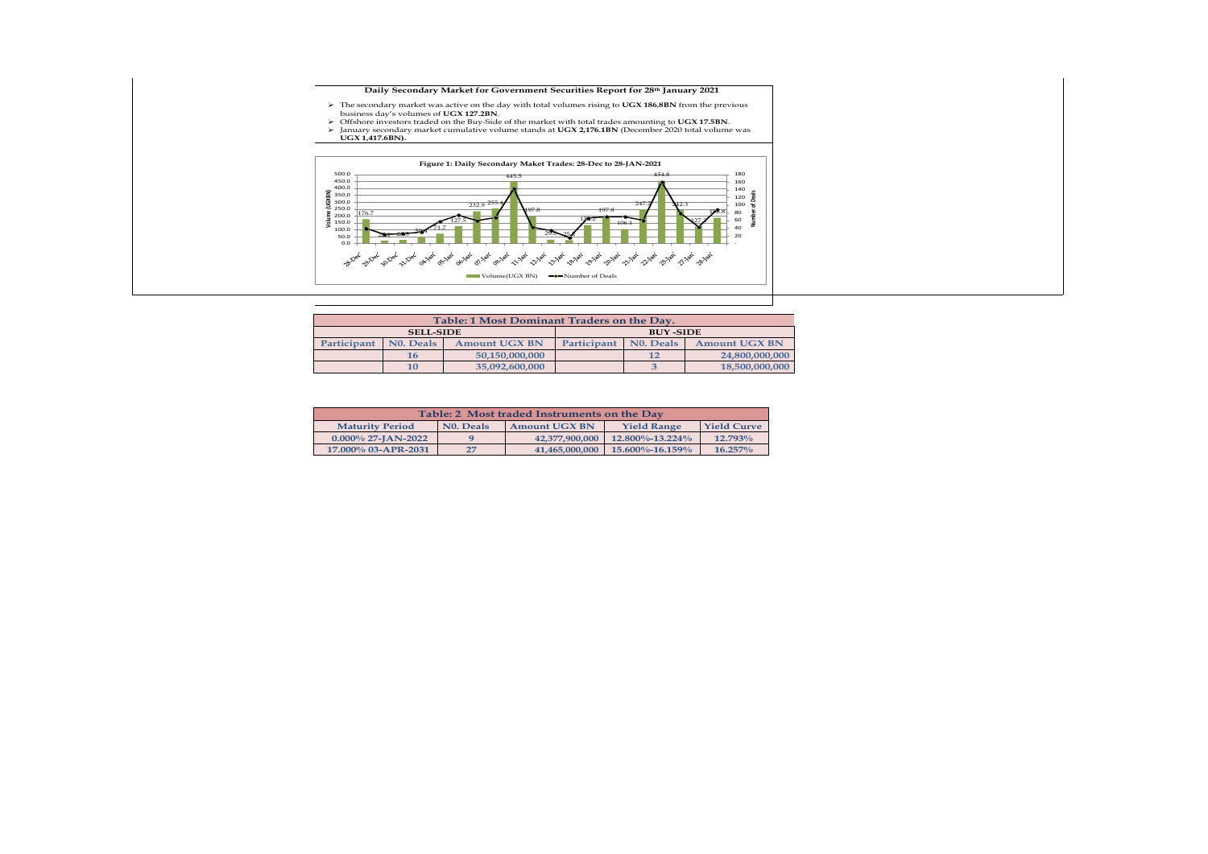## Daily Secondary Market for Government Securities Report for 28th January 2021

- The secondary market was active on the day with total volumes rising to **UGX 186.8BN** from the previous business day's volumes of **UGX 127.2BN**.
- Offshore investors traded on the Buy-Side of the market with total trades amounting to **UGX 17.5BN**.
- January secondary market cumulative volume stands at **UGX 2,176.1BN** (December 2020 total volume was **UGX 1,417.6BN**).

**Figure 1: Daily Secondary Maket Trades: 28-Dec to 28-JAN-2021**

Volume (UGXBN): 500.0, 450.0, 400.0, 350.0, 300.0, 250.0, 200.0, 150.0, 100.0, 50.0, 0.0

Number of Deals: 180, 160, 140, 120, 100, 80, 60, 40, 20, -

176.7, 25.2, 26.5, 50.4, 71.7, 127.5, 232.9, 255.4, 445.5, 197.8, 26.8, 25.4, 134.2, 197.8, 106.1, 247.2, 454.8, 242.3, 127.2, 186.8

28-Dec, 29-Dec, 30-Dec, 31-Dec, 04-Jan, 05-Jan, 06-Jan, 07-Jan, 08-Jan, 11-Jan, 12-Jan, 13-Jan, 18-Jan, 19-Jan, 20-Jan, 21-Jan, 22-Jan, 25-Jan, 27-Jan, 28-Jan

Volume(UGX BN) — Number of Deals

| Table: 1 Most Dominant Traders on the Day. | | | | | |
|---|---|---|---|---|---|
| SELL-SIDE | | | BUY -SIDE | | |
| Participant | N0. Deals | Amount UGX BN | Participant | N0. Deals | Amount UGX BN |
| | 16 | 50,150,000,000 | | 12 | 24,800,000,000 |
| | 10 | 35,092,600,000 | | 3 | 18,500,000,000 |

| Table: 2 Most traded Instruments on the Day | | | | |
|---|---|---|---|---|
| Maturity Period | N0. Deals | Amount UGX BN | Yield Range | Yield Curve |
| 0.000% 27-JAN-2022 | 9 | 42,377,900,000 | 12.800%-13.224% | 12.793% |
| 17.000% 03-APR-2031 | 27 | 41,465,000,000 | 15.600%-16.159% | 16.257% |